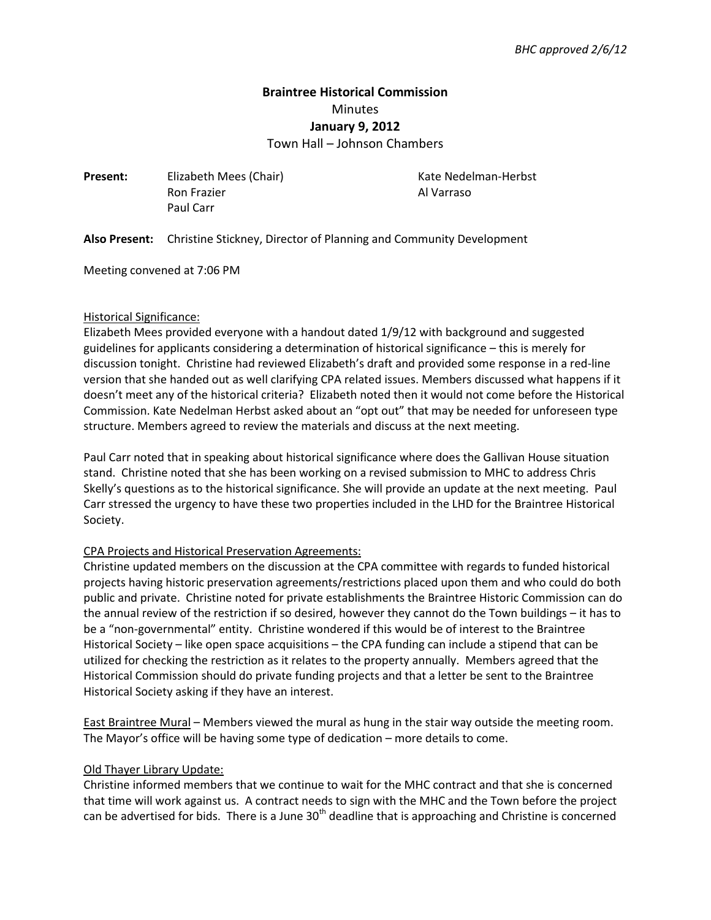*BHC approved 2/6/12*

**Braintree Historical Commission**
Minutes
**January 9, 2012**
Town Hall – Johnson Chambers

**Present:** Elizabeth Mees (Chair), Ron Frazier, Paul Carr, Kate Nedelman-Herbst, Al Varraso

**Also Present:** Christine Stickney, Director of Planning and Community Development

Meeting convened at 7:06 PM

<u>Historical Significance:</u>
Elizabeth Mees provided everyone with a handout dated 1/9/12 with background and suggested guidelines for applicants considering a determination of historical significance – this is merely for discussion tonight. Christine had reviewed Elizabeth's draft and provided some response in a red-line version that she handed out as well clarifying CPA related issues. Members discussed what happens if it doesn't meet any of the historical criteria? Elizabeth noted then it would not come before the Historical Commission. Kate Nedelman Herbst asked about an "opt out" that may be needed for unforeseen type structure. Members agreed to review the materials and discuss at the next meeting.

Paul Carr noted that in speaking about historical significance where does the Gallivan House situation stand. Christine noted that she has been working on a revised submission to MHC to address Chris Skelly's questions as to the historical significance. She will provide an update at the next meeting. Paul Carr stressed the urgency to have these two properties included in the LHD for the Braintree Historical Society.

<u>CPA Projects and Historical Preservation Agreements:</u>
Christine updated members on the discussion at the CPA committee with regards to funded historical projects having historic preservation agreements/restrictions placed upon them and who could do both public and private. Christine noted for private establishments the Braintree Historic Commission can do the annual review of the restriction if so desired, however they cannot do the Town buildings – it has to be a "non-governmental" entity. Christine wondered if this would be of interest to the Braintree Historical Society – like open space acquisitions – the CPA funding can include a stipend that can be utilized for checking the restriction as it relates to the property annually. Members agreed that the Historical Commission should do private funding projects and that a letter be sent to the Braintree Historical Society asking if they have an interest.

<u>East Braintree Mural</u> – Members viewed the mural as hung in the stair way outside the meeting room. The Mayor's office will be having some type of dedication – more details to come.

<u>Old Thayer Library Update:</u>
Christine informed members that we continue to wait for the MHC contract and that she is concerned that time will work against us. A contract needs to sign with the MHC and the Town before the project can be advertised for bids. There is a June 30th deadline that is approaching and Christine is concerned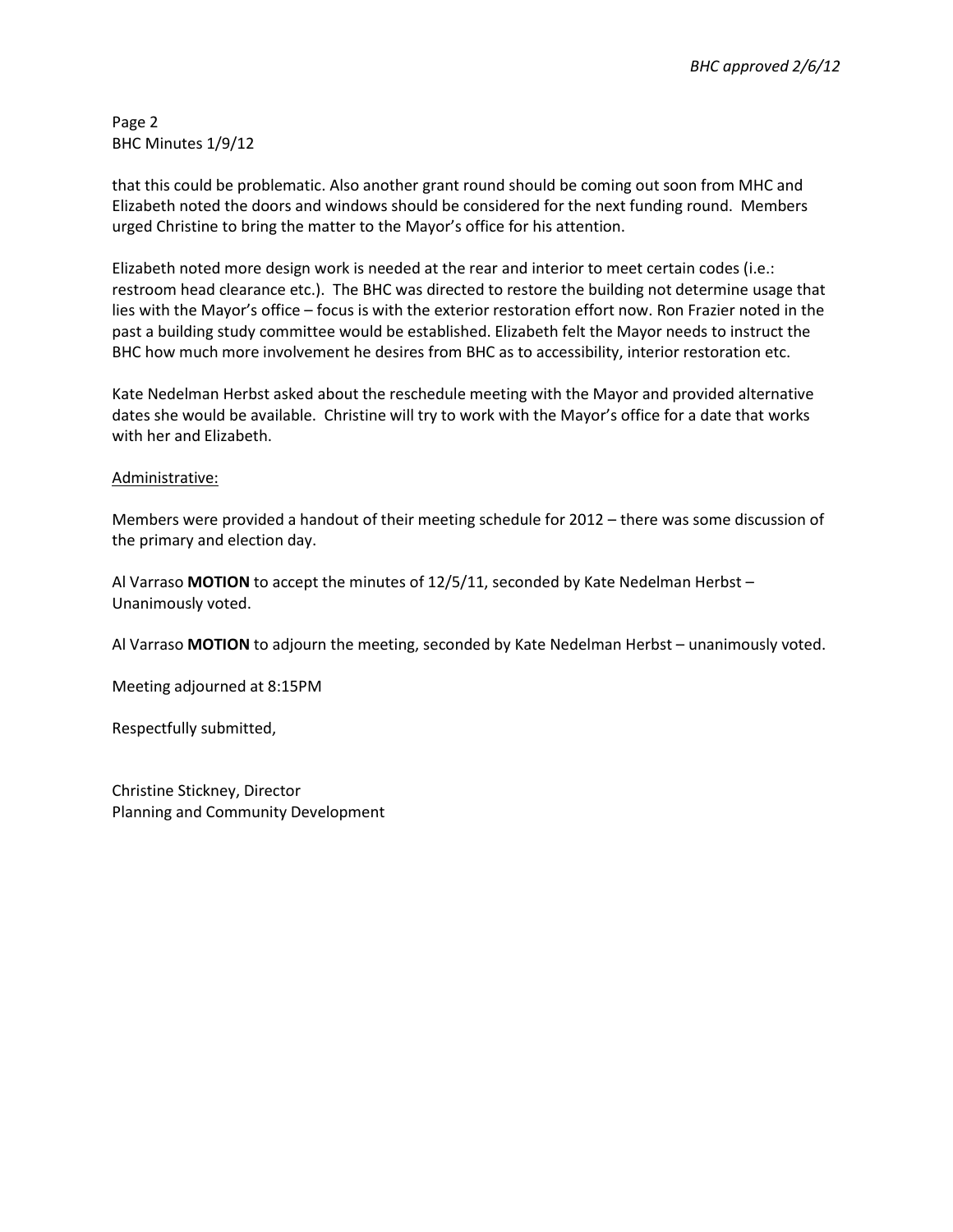that this could be problematic. Also another grant round should be coming out soon from MHC and Elizabeth noted the doors and windows should be considered for the next funding round. Members urged Christine to bring the matter to the Mayor's office for his attention.

Elizabeth noted more design work is needed at the rear and interior to meet certain codes (i.e.: restroom head clearance etc.). The BHC was directed to restore the building not determine usage that lies with the Mayor's office – focus is with the exterior restoration effort now. Ron Frazier noted in the past a building study committee would be established. Elizabeth felt the Mayor needs to instruct the BHC how much more involvement he desires from BHC as to accessibility, interior restoration etc.

Kate Nedelman Herbst asked about the reschedule meeting with the Mayor and provided alternative dates she would be available. Christine will try to work with the Mayor's office for a date that works with her and Elizabeth.

<u>Administrative:</u>

Members were provided a handout of their meeting schedule for 2012 – there was some discussion of the primary and election day.

Al Varraso **MOTION** to accept the minutes of 12/5/11, seconded by Kate Nedelman Herbst – Unanimously voted.

Al Varraso **MOTION** to adjourn the meeting, seconded by Kate Nedelman Herbst – unanimously voted.

Meeting adjourned at 8:15PM

Respectfully submitted,

Christine Stickney, Director
Planning and Community Development